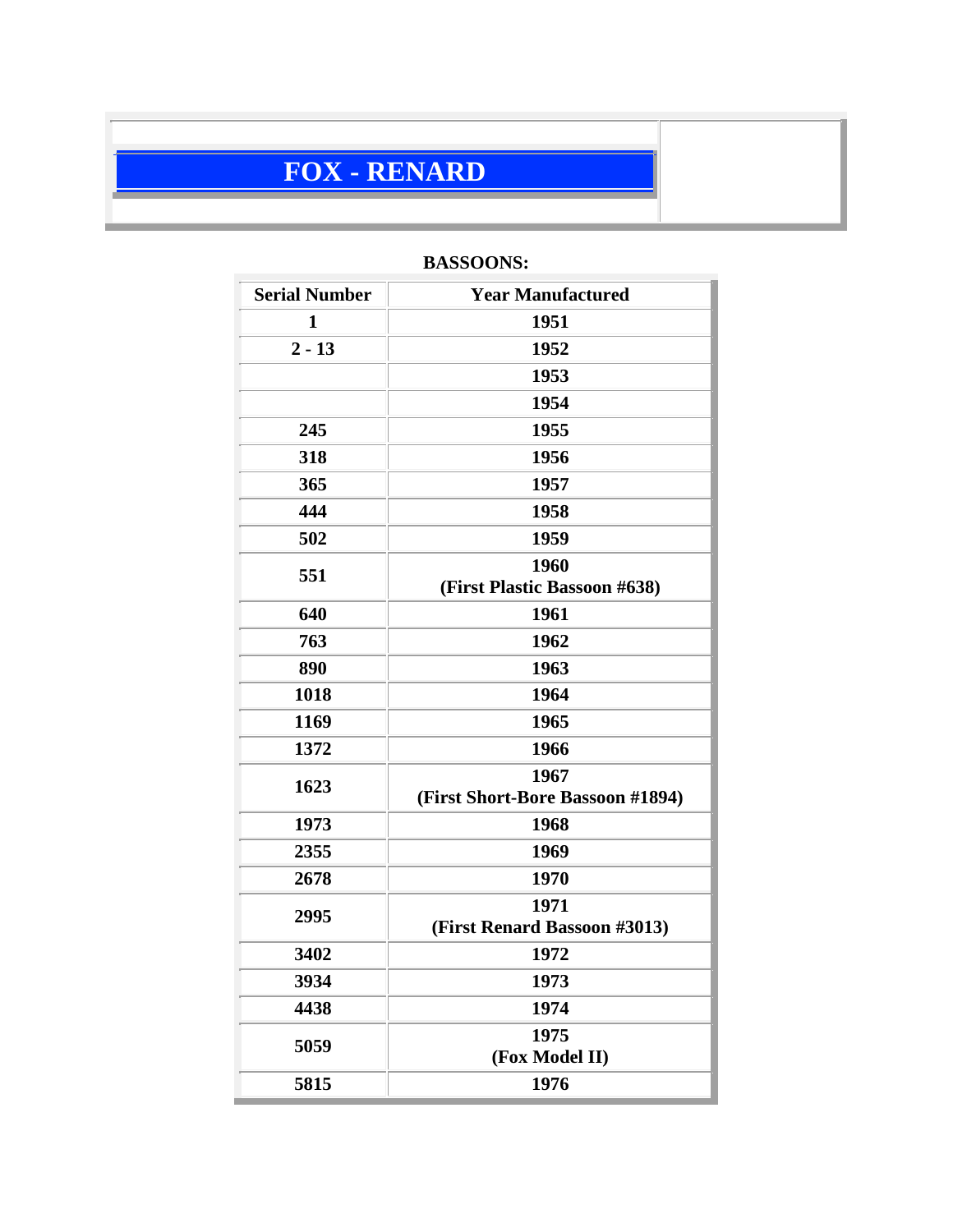# FOX - RENARD

**BASSOONS:**

| Serial Number | Year Manufactured |
|---|---|
| 1 | 1951 |
| 2 - 13 | 1952 |
| | 1953 |
| | 1954 |
| 245 | 1955 |
| 318 | 1956 |
| 365 | 1957 |
| 444 | 1958 |
| 502 | 1959 |
| 551 | 1960 (First Plastic Bassoon #638) |
| 640 | 1961 |
| 763 | 1962 |
| 890 | 1963 |
| 1018 | 1964 |
| 1169 | 1965 |
| 1372 | 1966 |
| 1623 | 1967 (First Short-Bore Bassoon #1894) |
| 1973 | 1968 |
| 2355 | 1969 |
| 2678 | 1970 |
| 2995 | 1971 (First Renard Bassoon #3013) |
| 3402 | 1972 |
| 3934 | 1973 |
| 4438 | 1974 |
| 5059 | 1975 (Fox Model II) |
| 5815 | 1976 |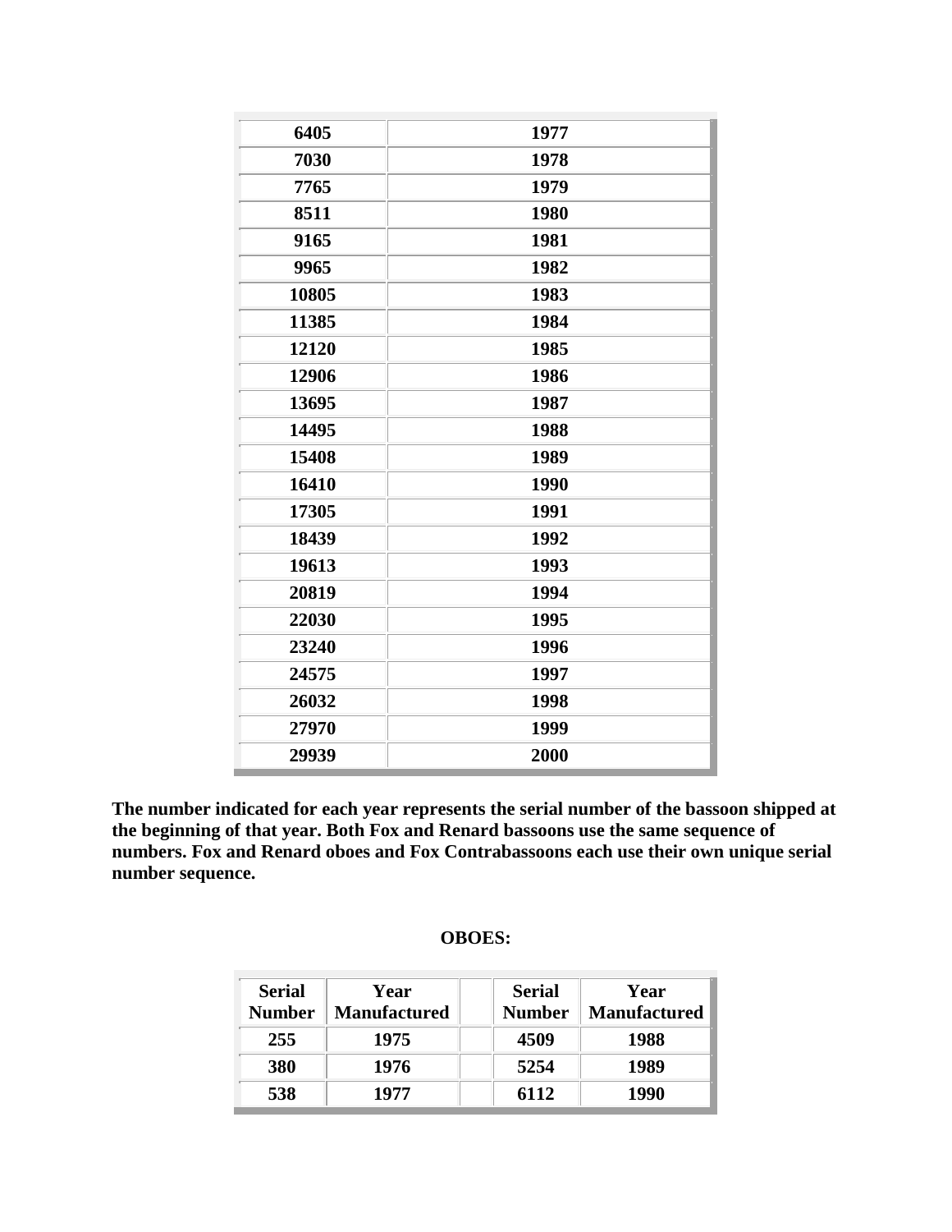| 6405 | 1977 |
|---|---|
| 7030 | 1978 |
| 7765 | 1979 |
| 8511 | 1980 |
| 9165 | 1981 |
| 9965 | 1982 |
| 10805 | 1983 |
| 11385 | 1984 |
| 12120 | 1985 |
| 12906 | 1986 |
| 13695 | 1987 |
| 14495 | 1988 |
| 15408 | 1989 |
| 16410 | 1990 |
| 17305 | 1991 |
| 18439 | 1992 |
| 19613 | 1993 |
| 20819 | 1994 |
| 22030 | 1995 |
| 23240 | 1996 |
| 24575 | 1997 |
| 26032 | 1998 |
| 27970 | 1999 |
| 29939 | 2000 |

**The number indicated for each year represents the serial number of the bassoon shipped at the beginning of that year. Both Fox and Renard bassoons use the same sequence of numbers. Fox and Renard oboes and Fox Contrabassoons each use their own unique serial number sequence.**

**OBOES:**

| Serial Number | Year Manufactured | | Serial Number | Year Manufactured |
|---|---|---|---|---|
| 255 | 1975 | | 4509 | 1988 |
| 380 | 1976 | | 5254 | 1989 |
| 538 | 1977 | | 6112 | 1990 |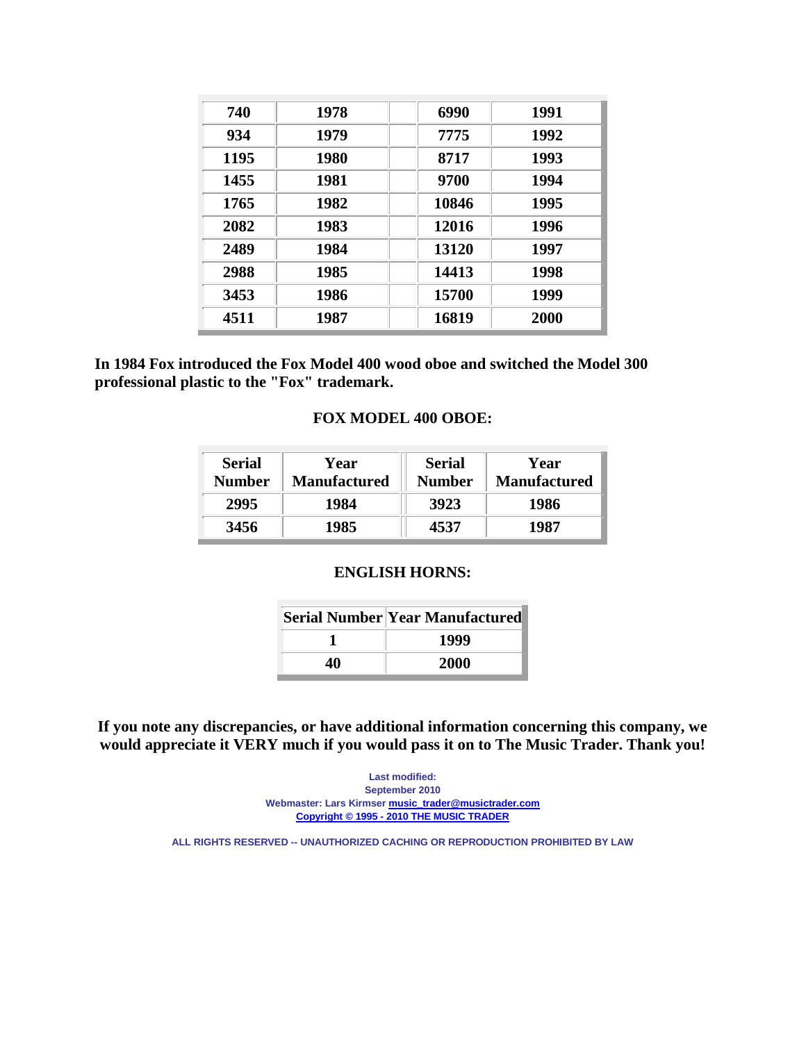| | | | | |
|---|---|---|---|---|
| 740 | 1978 | | 6990 | 1991 |
| 934 | 1979 | | 7775 | 1992 |
| 1195 | 1980 | | 8717 | 1993 |
| 1455 | 1981 | | 9700 | 1994 |
| 1765 | 1982 | | 10846 | 1995 |
| 2082 | 1983 | | 12016 | 1996 |
| 2489 | 1984 | | 13120 | 1997 |
| 2988 | 1985 | | 14413 | 1998 |
| 3453 | 1986 | | 15700 | 1999 |
| 4511 | 1987 | | 16819 | 2000 |

**In 1984 Fox introduced the Fox Model 400 wood oboe and switched the Model 300 professional plastic to the "Fox" trademark.**

**FOX MODEL 400 OBOE:**

| Serial Number | Year Manufactured | Serial Number | Year Manufactured |
|---|---|---|---|
| 2995 | 1984 | 3923 | 1986 |
| 3456 | 1985 | 4537 | 1987 |

**ENGLISH HORNS:**

| Serial Number | Year Manufactured |
|---|---|
| 1 | 1999 |
| 40 | 2000 |

**If you note any discrepancies, or have additional information concerning this company, we would appreciate it VERY much if you would pass it on to The Music Trader. Thank you!**

Last modified:
September 2010
Webmaster: Lars Kirmser music_trader@musictrader.com
Copyright © 1995 - 2010 THE MUSIC TRADER

ALL RIGHTS RESERVED -- UNAUTHORIZED CACHING OR REPRODUCTION PROHIBITED BY LAW